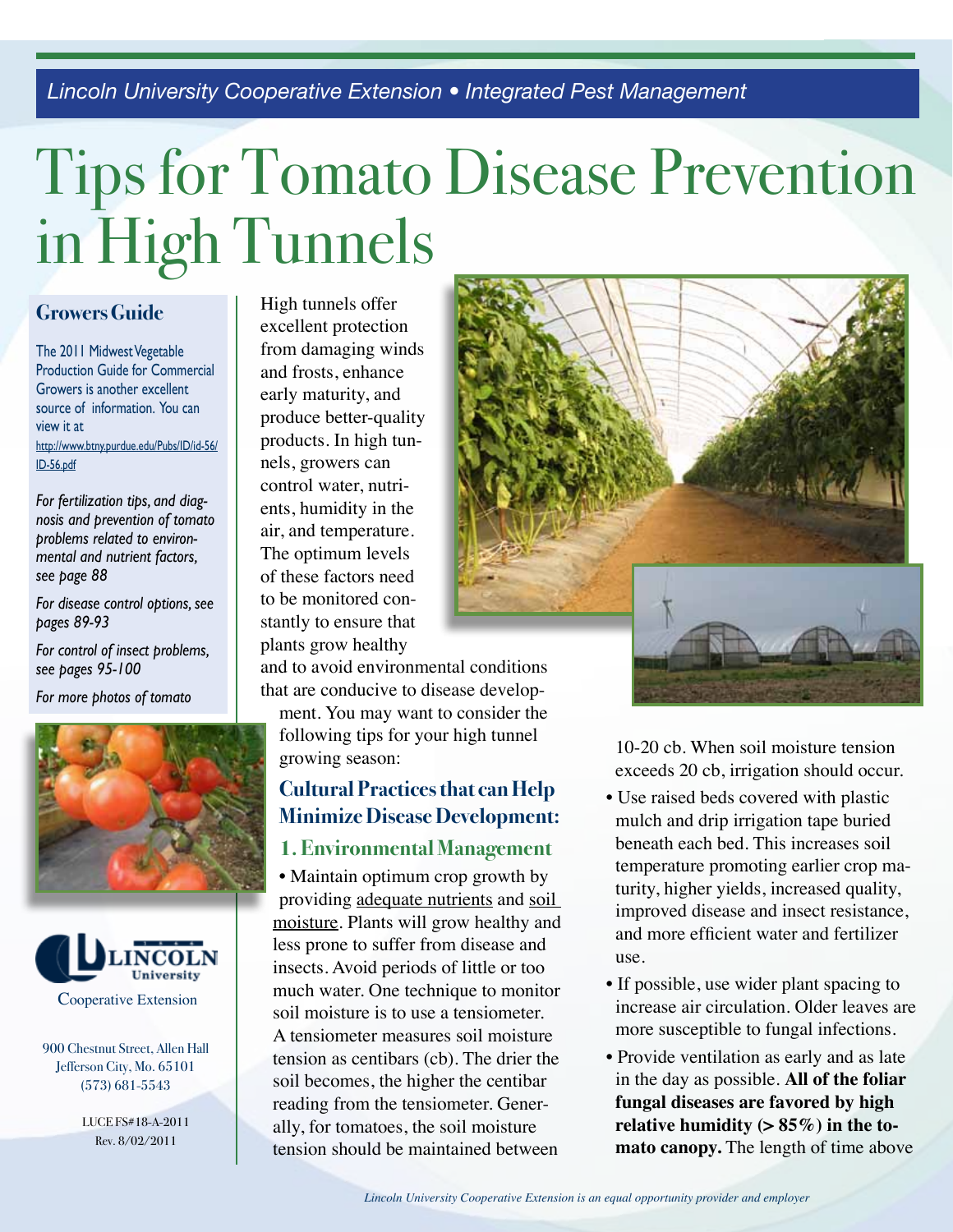# Tips for Tomato Disease Prevention in High Tunnels

Lincoln University Cooperative Extension • Integrated Pest Management

## Growers Guide

The 2011 Midwest Vegetable Production Guide for Commercial Growers is another excellent source of information. You can view it at http://www.btny.purdue.edu/Pubs/ID/id-56/ID-56.pdf

*For fertilization tips, and diagnosis and prevention of tomato problems related to environmental and nutrient factors, see page 88*

*For disease control options, see pages 89-93*

*For control of insect problems, see pages 95-100*

*For more photos of tomato*

Lincoln University Cooperative Extension

900 Chestnut Street, Allen Hall
Jefferson City, Mo. 65101
(573) 681-5543

LUCE FS#18-A-2011
Rev. 8/02/2011

High tunnels offer excellent protection from damaging winds and frosts, enhance early maturity, and produce better-quality products. In high tunnels, growers can control water, nutrients, humidity in the air, and temperature. The optimum levels of these factors need to be monitored constantly to ensure that plants grow healthy and to avoid environmental conditions that are conducive to disease development. You may want to consider the following tips for your high tunnel growing season:

## Cultural Practices that can Help Minimize Disease Development:

### 1. Environmental Management

- Maintain optimum crop growth by providing adequate nutrients and soil moisture. Plants will grow healthy and less prone to suffer from disease and insects. Avoid periods of little or too much water. One technique to monitor soil moisture is to use a tensiometer. A tensiometer measures soil moisture tension as centibars (cb). The drier the soil becomes, the higher the centibar reading from the tensiometer. Generally, for tomatoes, the soil moisture tension should be maintained between 10-20 cb. When soil moisture tension exceeds 20 cb, irrigation should occur.
- Use raised beds covered with plastic mulch and drip irrigation tape buried beneath each bed. This increases soil temperature promoting earlier crop maturity, higher yields, increased quality, improved disease and insect resistance, and more efficient water and fertilizer use.
- If possible, use wider plant spacing to increase air circulation. Older leaves are more susceptible to fungal infections.
- Provide ventilation as early and as late in the day as possible. **All of the foliar fungal diseases are favored by high relative humidity (> 85%) in the tomato canopy.** The length of time above

*Lincoln University Cooperative Extension is an equal opportunity provider and employer*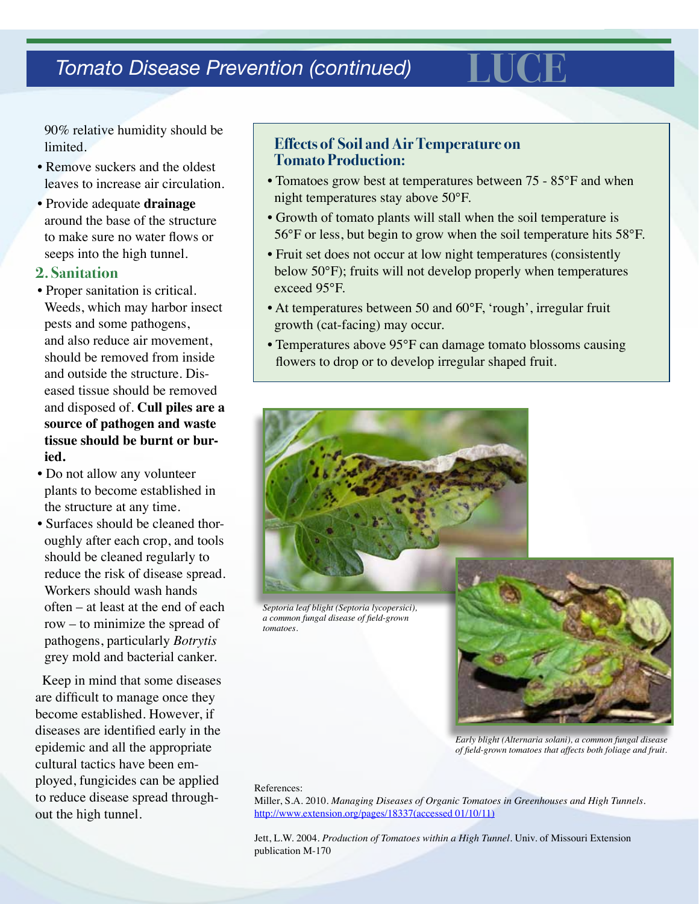90% relative humidity should be limited.

- Remove suckers and the oldest leaves to increase air circulation.
- Provide adequate **drainage** around the base of the structure to make sure no water flows or seeps into the high tunnel.

## 2. Sanitation

- Proper sanitation is critical. Weeds, which may harbor insect pests and some pathogens, and also reduce air movement, should be removed from inside and outside the structure. Diseased tissue should be removed and disposed of. **Cull piles are a source of pathogen and waste tissue should be burnt or buried.**
- Do not allow any volunteer plants to become established in the structure at any time.
- Surfaces should be cleaned thoroughly after each crop, and tools should be cleaned regularly to reduce the risk of disease spread. Workers should wash hands often – at least at the end of each row – to minimize the spread of pathogens, particularly *Botrytis* grey mold and bacterial canker.

Keep in mind that some diseases are difficult to manage once they become established. However, if diseases are identified early in the epidemic and all the appropriate cultural tactics have been employed, fungicides can be applied to reduce disease spread throughout the high tunnel.

## Effects of Soil and Air Temperature on Tomato Production:

- Tomatoes grow best at temperatures between 75 - 85°F and when night temperatures stay above 50°F.
- Growth of tomato plants will stall when the soil temperature is 56°F or less, but begin to grow when the soil temperature hits 58°F.
- Fruit set does not occur at low night temperatures (consistently below 50°F); fruits will not develop properly when temperatures exceed 95°F.
- At temperatures between 50 and 60°F, 'rough', irregular fruit growth (cat-facing) may occur.
- Temperatures above 95°F can damage tomato blossoms causing flowers to drop or to develop irregular shaped fruit.

*Septoria leaf blight (Septoria lycopersici), a common fungal disease of field-grown tomatoes.*

*Early blight (Alternaria solani), a common fungal disease of field-grown tomatoes that affects both foliage and fruit.*

References:

Miller, S.A. 2010. *Managing Diseases of Organic Tomatoes in Greenhouses and High Tunnels.* http://www.extension.org/pages/18337(accessed 01/10/11)

Jett, L.W. 2004. *Production of Tomatoes within a High Tunnel.* Univ. of Missouri Extension publication M-170